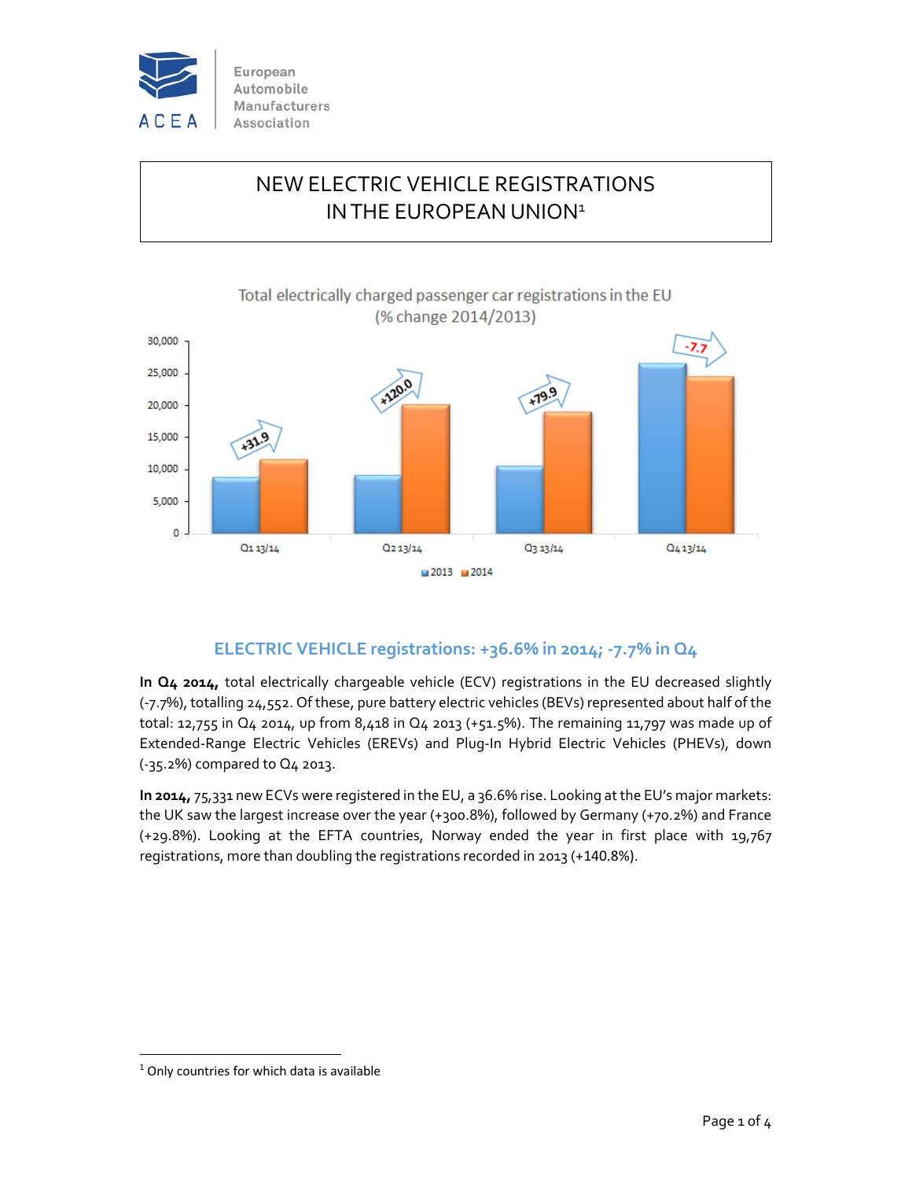European Automobile Manufacturers Association

# NEW ELECTRIC VEHICLE REGISTRATIONS IN THE EUROPEAN UNION[1]

Total electrically charged passenger car registrations in the EU (% change 2014/2013)

| | Q1 13/14 | Q2 13/14 | Q3 13/14 | Q4 13/14 |
|---|---|---|---|---|
| % change | +31.9 | +120.0 | +79.9 | -7.7 |

## ELECTRIC VEHICLE registrations: +36.6% in 2014; -7.7% in Q4

**In Q4 2014,** total electrically chargeable vehicle (ECV) registrations in the EU decreased slightly (-7.7%), totalling 24,552. Of these, pure battery electric vehicles (BEVs) represented about half of the total: 12,755 in Q4 2014, up from 8,418 in Q4 2013 (+51.5%). The remaining 11,797 was made up of Extended-Range Electric Vehicles (EREVs) and Plug-In Hybrid Electric Vehicles (PHEVs), down (-35.2%) compared to Q4 2013.

**In 2014,** 75,331 new ECVs were registered in the EU, a 36.6% rise. Looking at the EU's major markets: the UK saw the largest increase over the year (+300.8%), followed by Germany (+70.2%) and France (+29.8%). Looking at the EFTA countries, Norway ended the year in first place with 19,767 registrations, more than doubling the registrations recorded in 2013 (+140.8%).

[1] Only countries for which data is available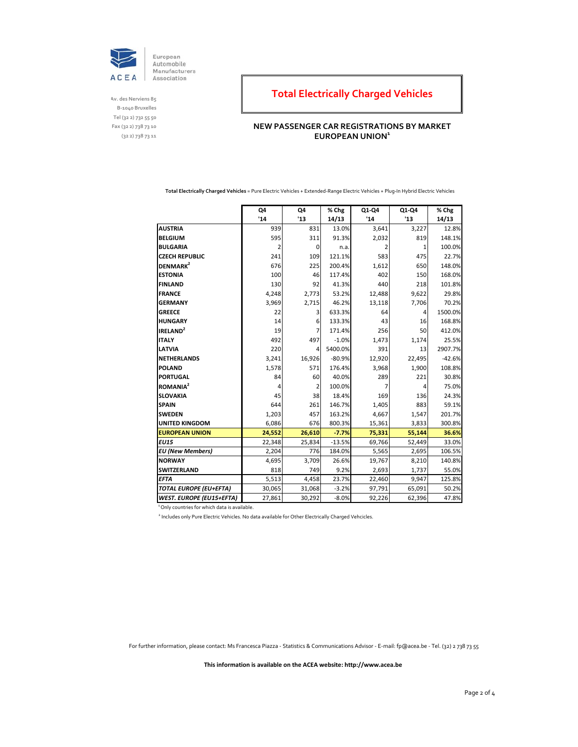European Automobile Manufacturers Association

Av. des Nerviens 85
B-1040 Bruxelles
Tel (32 2) 732 55 50
Fax (32 2) 738 73 10
(32 2) 738 73 11

# Total Electrically Charged Vehicles

## NEW PASSENGER CAR REGISTRATIONS BY MARKET EUROPEAN UNION[1]

**Total Electrically Charged Vehicles** = Pure Electric Vehicles + Extended-Range Electric Vehicles + Plug-In Hybrid Electric Vehicles

| | Q4 '14 | Q4 '13 | % Chg 14/13 | Q1-Q4 '14 | Q1-Q4 '13 | % Chg 14/13 |
|---|---|---|---|---|---|---|
| **AUSTRIA** | 939 | 831 | 13.0% | 3,641 | 3,227 | 12.8% |
| **BELGIUM** | 595 | 311 | 91.3% | 2,032 | 819 | 148.1% |
| **BULGARIA** | 2 | 0 | n.a. | 2 | 1 | 100.0% |
| **CZECH REPUBLIC** | 241 | 109 | 121.1% | 583 | 475 | 22.7% |
| **DENMARK[2]** | 676 | 225 | 200.4% | 1,612 | 650 | 148.0% |
| **ESTONIA** | 100 | 46 | 117.4% | 402 | 150 | 168.0% |
| **FINLAND** | 130 | 92 | 41.3% | 440 | 218 | 101.8% |
| **FRANCE** | 4,248 | 2,773 | 53.2% | 12,488 | 9,622 | 29.8% |
| **GERMANY** | 3,969 | 2,715 | 46.2% | 13,118 | 7,706 | 70.2% |
| **GREECE** | 22 | 3 | 633.3% | 64 | 4 | 1500.0% |
| **HUNGARY** | 14 | 6 | 133.3% | 43 | 16 | 168.8% |
| **IRELAND[2]** | 19 | 7 | 171.4% | 256 | 50 | 412.0% |
| **ITALY** | 492 | 497 | -1.0% | 1,473 | 1,174 | 25.5% |
| **LATVIA** | 220 | 4 | 5400.0% | 391 | 13 | 2907.7% |
| **NETHERLANDS** | 3,241 | 16,926 | -80.9% | 12,920 | 22,495 | -42.6% |
| **POLAND** | 1,578 | 571 | 176.4% | 3,968 | 1,900 | 108.8% |
| **PORTUGAL** | 84 | 60 | 40.0% | 289 | 221 | 30.8% |
| **ROMANIA[2]** | 4 | 2 | 100.0% | 7 | 4 | 75.0% |
| **SLOVAKIA** | 45 | 38 | 18.4% | 169 | 136 | 24.3% |
| **SPAIN** | 644 | 261 | 146.7% | 1,405 | 883 | 59.1% |
| **SWEDEN** | 1,203 | 457 | 163.2% | 4,667 | 1,547 | 201.7% |
| **UNITED KINGDOM** | 6,086 | 676 | 800.3% | 15,361 | 3,833 | 300.8% |
| **EUROPEAN UNION** | **24,552** | **26,610** | **-7.7%** | **75,331** | **55,144** | **36.6%** |
| ***EU15*** | 22,348 | 25,834 | -13.5% | 69,766 | 52,449 | 33.0% |
| ***EU (New Members)*** | 2,204 | 776 | 184.0% | 5,565 | 2,695 | 106.5% |
| **NORWAY** | 4,695 | 3,709 | 26.6% | 19,767 | 8,210 | 140.8% |
| **SWITZERLAND** | 818 | 749 | 9.2% | 2,693 | 1,737 | 55.0% |
| ***EFTA*** | 5,513 | 4,458 | 23.7% | 22,460 | 9,947 | 125.8% |
| ***TOTAL EUROPE (EU+EFTA)*** | 30,065 | 31,068 | -3.2% | 97,791 | 65,091 | 50.2% |
| ***WEST. EUROPE (EU15+EFTA)*** | 27,861 | 30,292 | -8.0% | 92,226 | 62,396 | 47.8% |

[1] Only countries for which data is available.

[2] Includes only Pure Electric Vehicles. No data available for Other Electrically Charged Vehcicles.

For further information, please contact: Ms Francesca Piazza - Statistics & Communications Advisor - E-mail: fp@acea.be - Tel. (32) 2 738 73 55

**This information is available on the ACEA website: http://www.acea.be**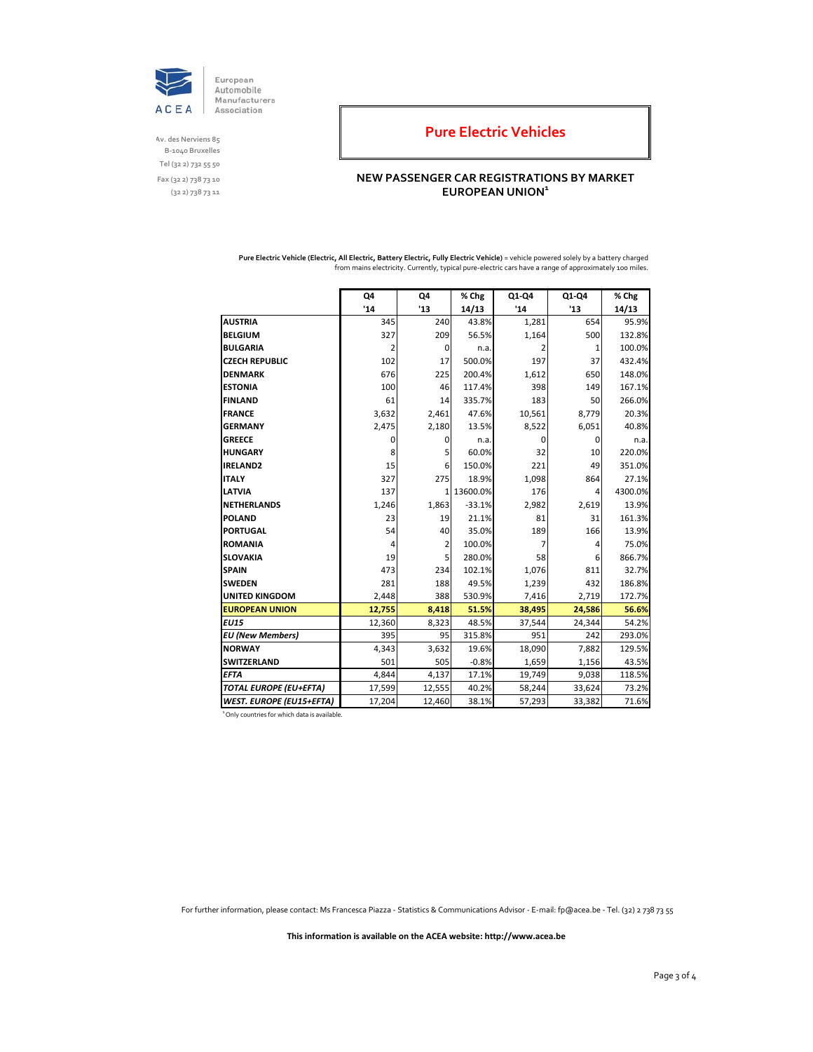European Automobile Manufacturers Association

Av. des Nerviens 85
B-1040 Bruxelles
Tel (32 2) 732 55 50
Fax (32 2) 738 73 10
(32 2) 738 73 11

# Pure Electric Vehicles

## NEW PASSENGER CAR REGISTRATIONS BY MARKET EUROPEAN UNION[1]

**Pure Electric Vehicle (Electric, All Electric, Battery Electric, Fully Electric Vehicle)** = vehicle powered solely by a battery charged from mains electricity. Currently, typical pure-electric cars have a range of approximately 100 miles.

| | Q4 '14 | Q4 '13 | % Chg 14/13 | Q1-Q4 '14 | Q1-Q4 '13 | % Chg 14/13 |
|---|---|---|---|---|---|---|
| **AUSTRIA** | 345 | 240 | 43.8% | 1,281 | 654 | 95.9% |
| **BELGIUM** | 327 | 209 | 56.5% | 1,164 | 500 | 132.8% |
| **BULGARIA** | 2 | 0 | n.a. | 2 | 1 | 100.0% |
| **CZECH REPUBLIC** | 102 | 17 | 500.0% | 197 | 37 | 432.4% |
| **DENMARK** | 676 | 225 | 200.4% | 1,612 | 650 | 148.0% |
| **ESTONIA** | 100 | 46 | 117.4% | 398 | 149 | 167.1% |
| **FINLAND** | 61 | 14 | 335.7% | 183 | 50 | 266.0% |
| **FRANCE** | 3,632 | 2,461 | 47.6% | 10,561 | 8,779 | 20.3% |
| **GERMANY** | 2,475 | 2,180 | 13.5% | 8,522 | 6,051 | 40.8% |
| **GREECE** | 0 | 0 | n.a. | 0 | 0 | n.a. |
| **HUNGARY** | 8 | 5 | 60.0% | 32 | 10 | 220.0% |
| **IRELAND2** | 15 | 6 | 150.0% | 221 | 49 | 351.0% |
| **ITALY** | 327 | 275 | 18.9% | 1,098 | 864 | 27.1% |
| **LATVIA** | 137 | 1 | 13600.0% | 176 | 4 | 4300.0% |
| **NETHERLANDS** | 1,246 | 1,863 | -33.1% | 2,982 | 2,619 | 13.9% |
| **POLAND** | 23 | 19 | 21.1% | 81 | 31 | 161.3% |
| **PORTUGAL** | 54 | 40 | 35.0% | 189 | 166 | 13.9% |
| **ROMANIA** | 4 | 2 | 100.0% | 7 | 4 | 75.0% |
| **SLOVAKIA** | 19 | 5 | 280.0% | 58 | 6 | 866.7% |
| **SPAIN** | 473 | 234 | 102.1% | 1,076 | 811 | 32.7% |
| **SWEDEN** | 281 | 188 | 49.5% | 1,239 | 432 | 186.8% |
| **UNITED KINGDOM** | 2,448 | 388 | 530.9% | 7,416 | 2,719 | 172.7% |
| **EUROPEAN UNION** | **12,755** | **8,418** | **51.5%** | **38,495** | **24,586** | **56.6%** |
| ***EU15*** | 12,360 | 8,323 | 48.5% | 37,544 | 24,344 | 54.2% |
| ***EU (New Members)*** | 395 | 95 | 315.8% | 951 | 242 | 293.0% |
| **NORWAY** | 4,343 | 3,632 | 19.6% | 18,090 | 7,882 | 129.5% |
| **SWITZERLAND** | 501 | 505 | -0.8% | 1,659 | 1,156 | 43.5% |
| ***EFTA*** | 4,844 | 4,137 | 17.1% | 19,749 | 9,038 | 118.5% |
| ***TOTAL EUROPE (EU+EFTA)*** | 17,599 | 12,555 | 40.2% | 58,244 | 33,624 | 73.2% |
| ***WEST. EUROPE (EU15+EFTA)*** | 17,204 | 12,460 | 38.1% | 57,293 | 33,382 | 71.6% |

[1] Only countries for which data is available.

For further information, please contact: Ms Francesca Piazza - Statistics & Communications Advisor - E-mail: fp@acea.be - Tel. (32) 2 738 73 55

**This information is available on the ACEA website: http://www.acea.be**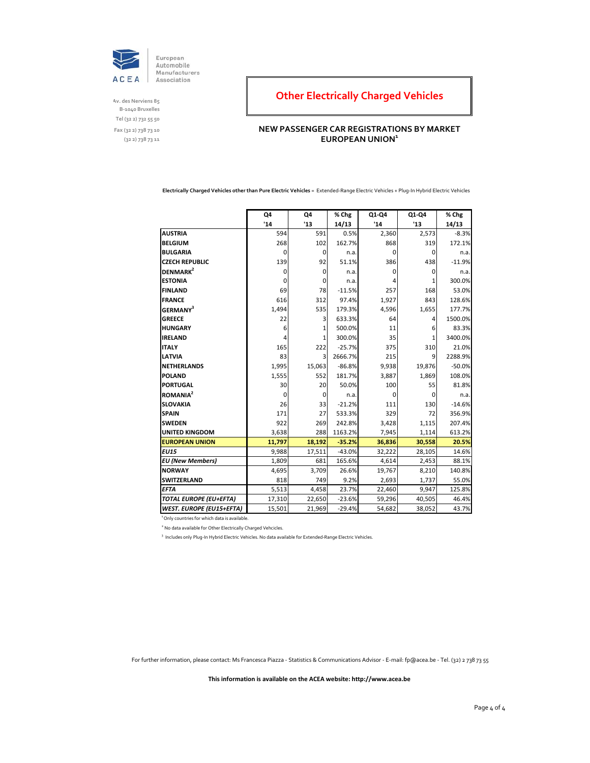European Automobile Manufacturers Association

Av. des Nerviens 85
B-1040 Bruxelles
Tel (32 2) 732 55 50
Fax (32 2) 738 73 10
(32 2) 738 73 11

# Other Electrically Charged Vehicles

## NEW PASSENGER CAR REGISTRATIONS BY MARKET EUROPEAN UNION[1]

**Electrically Charged Vehicles other than Pure Electric Vehicles** = Extended-Range Electric Vehicles + Plug-In Hybrid Electric Vehicles

| | Q4 '14 | Q4 '13 | % Chg 14/13 | Q1-Q4 '14 | Q1-Q4 '13 | % Chg 14/13 |
|---|---|---|---|---|---|---|
| **AUSTRIA** | 594 | 591 | 0.5% | 2,360 | 2,573 | -8.3% |
| **BELGIUM** | 268 | 102 | 162.7% | 868 | 319 | 172.1% |
| **BULGARIA** | 0 | 0 | n.a. | 0 | 0 | n.a. |
| **CZECH REPUBLIC** | 139 | 92 | 51.1% | 386 | 438 | -11.9% |
| **DENMARK**[2] | 0 | 0 | n.a. | 0 | 0 | n.a. |
| **ESTONIA** | 0 | 0 | n.a. | 4 | 1 | 300.0% |
| **FINLAND** | 69 | 78 | -11.5% | 257 | 168 | 53.0% |
| **FRANCE** | 616 | 312 | 97.4% | 1,927 | 843 | 128.6% |
| **GERMANY**[3] | 1,494 | 535 | 179.3% | 4,596 | 1,655 | 177.7% |
| **GREECE** | 22 | 3 | 633.3% | 64 | 4 | 1500.0% |
| **HUNGARY** | 6 | 1 | 500.0% | 11 | 6 | 83.3% |
| **IRELAND** | 4 | 1 | 300.0% | 35 | 1 | 3400.0% |
| **ITALY** | 165 | 222 | -25.7% | 375 | 310 | 21.0% |
| **LATVIA** | 83 | 3 | 2666.7% | 215 | 9 | 2288.9% |
| **NETHERLANDS** | 1,995 | 15,063 | -86.8% | 9,938 | 19,876 | -50.0% |
| **POLAND** | 1,555 | 552 | 181.7% | 3,887 | 1,869 | 108.0% |
| **PORTUGAL** | 30 | 20 | 50.0% | 100 | 55 | 81.8% |
| **ROMANIA**[2] | 0 | 0 | n.a. | 0 | 0 | n.a. |
| **SLOVAKIA** | 26 | 33 | -21.2% | 111 | 130 | -14.6% |
| **SPAIN** | 171 | 27 | 533.3% | 329 | 72 | 356.9% |
| **SWEDEN** | 922 | 269 | 242.8% | 3,428 | 1,115 | 207.4% |
| **UNITED KINGDOM** | 3,638 | 288 | 1163.2% | 7,945 | 1,114 | 613.2% |
| **EUROPEAN UNION** | **11,797** | **18,192** | **-35.2%** | **36,836** | **30,558** | **20.5%** |
| ***EU15*** | 9,988 | 17,511 | -43.0% | 32,222 | 28,105 | 14.6% |
| ***EU (New Members)*** | 1,809 | 681 | 165.6% | 4,614 | 2,453 | 88.1% |
| **NORWAY** | 4,695 | 3,709 | 26.6% | 19,767 | 8,210 | 140.8% |
| **SWITZERLAND** | 818 | 749 | 9.2% | 2,693 | 1,737 | 55.0% |
| ***EFTA*** | 5,513 | 4,458 | 23.7% | 22,460 | 9,947 | 125.8% |
| ***TOTAL EUROPE (EU+EFTA)*** | 17,310 | 22,650 | -23.6% | 59,296 | 40,505 | 46.4% |
| ***WEST. EUROPE (EU15+EFTA)*** | 15,501 | 21,969 | -29.4% | 54,682 | 38,052 | 43.7% |

[1] Only countries for which data is available.

[2] No data available for Other Electrically Charged Vehcicles.

[3] Includes only Plug-In Hybrid Electric Vehicles. No data available for Extended-Range Electric Vehicles.

For further information, please contact: Ms Francesca Piazza - Statistics & Communications Advisor - E-mail: fp@acea.be - Tel. (32) 2 738 73 55

**This information is available on the ACEA website: http://www.acea.be**